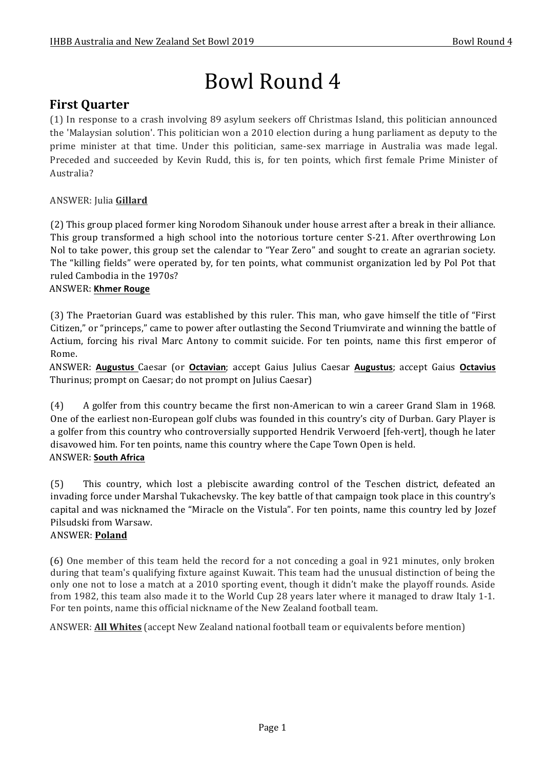# Bowl Round 4

## First Quarter

(1) In response to a crash involving 89 asylum seekers off Christmas Island, this politician announced the 'Malaysian solution'. This politician won a 2010 election during a hung parliament as deputy to the prime minister at that time. Under this politician, same-sex marriage in Australia was made legal. Preceded and succeeded by Kevin Rudd, this is, for ten points, which first female Prime Minister of Australia?

ANSWER: Julia **<u>Gillard</u>**

(2) This group placed former king Norodom Sihanouk under house arrest after a break in their alliance. This group transformed a high school into the notorious torture center S-21. After overthrowing Lon Nol to take power, this group set the calendar to "Year Zero" and sought to create an agrarian society. The "killing fields" were operated by, for ten points, what communist organization led by Pol Pot that ruled Cambodia in the 1970s?

ANSWER: **<u>Khmer Rouge</u>**

(3) The Praetorian Guard was established by this ruler. This man, who gave himself the title of "First Citizen," or "princeps," came to power after outlasting the Second Triumvirate and winning the battle of Actium, forcing his rival Marc Antony to commit suicide. For ten points, name this first emperor of Rome.

ANSWER: **<u>Augustus</u>** Caesar (or **<u>Octavian</u>**; accept Gaius Julius Caesar **<u>Augustus</u>**; accept Gaius **<u>Octavius</u>** Thurinus; prompt on Caesar; do not prompt on Julius Caesar)

(4) A golfer from this country became the first non-American to win a career Grand Slam in 1968. One of the earliest non-European golf clubs was founded in this country's city of Durban. Gary Player is a golfer from this country who controversially supported Hendrik Verwoerd [feh-vert], though he later disavowed him. For ten points, name this country where the Cape Town Open is held.

ANSWER: **<u>South Africa</u>**

(5) This country, which lost a plebiscite awarding control of the Teschen district, defeated an invading force under Marshal Tukachevsky. The key battle of that campaign took place in this country's capital and was nicknamed the "Miracle on the Vistula". For ten points, name this country led by Jozef Pilsudski from Warsaw.

ANSWER: **<u>Poland</u>**

(6) One member of this team held the record for a not conceding a goal in 921 minutes, only broken during that team's qualifying fixture against Kuwait. This team had the unusual distinction of being the only one not to lose a match at a 2010 sporting event, though it didn't make the playoff rounds. Aside from 1982, this team also made it to the World Cup 28 years later where it managed to draw Italy 1-1. For ten points, name this official nickname of the New Zealand football team.

ANSWER: **<u>All Whites</u>** (accept New Zealand national football team or equivalents before mention)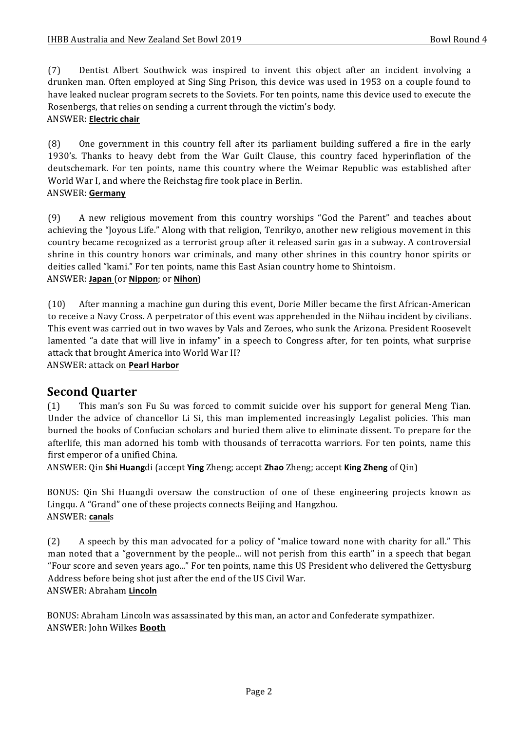(7) Dentist Albert Southwick was inspired to invent this object after an incident involving a drunken man. Often employed at Sing Sing Prison, this device was used in 1953 on a couple found to have leaked nuclear program secrets to the Soviets. For ten points, name this device used to execute the Rosenbergs, that relies on sending a current through the victim's body.
ANSWER: **Electric chair**

(8) One government in this country fell after its parliament building suffered a fire in the early 1930's. Thanks to heavy debt from the War Guilt Clause, this country faced hyperinflation of the deutschemark. For ten points, name this country where the Weimar Republic was established after World War I, and where the Reichstag fire took place in Berlin.
ANSWER: **Germany**

(9) A new religious movement from this country worships "God the Parent" and teaches about achieving the "Joyous Life." Along with that religion, Tenrikyo, another new religious movement in this country became recognized as a terrorist group after it released sarin gas in a subway. A controversial shrine in this country honors war criminals, and many other shrines in this country honor spirits or deities called "kami." For ten points, name this East Asian country home to Shintoism.
ANSWER: **Japan** (or **Nippon**; or **Nihon**)

(10) After manning a machine gun during this event, Dorie Miller became the first African-American to receive a Navy Cross. A perpetrator of this event was apprehended in the Niihau incident by civilians. This event was carried out in two waves by Vals and Zeroes, who sunk the Arizona. President Roosevelt lamented "a date that will live in infamy" in a speech to Congress after, for ten points, what surprise attack that brought America into World War II?
ANSWER: attack on **Pearl Harbor**

## Second Quarter

(1) This man's son Fu Su was forced to commit suicide over his support for general Meng Tian. Under the advice of chancellor Li Si, this man implemented increasingly Legalist policies. This man burned the books of Confucian scholars and buried them alive to eliminate dissent. To prepare for the afterlife, this man adorned his tomb with thousands of terracotta warriors. For ten points, name this first emperor of a unified China.
ANSWER: Qin **Shi Huang**di (accept **Ying** Zheng; accept **Zhao** Zheng; accept **King Zheng** of Qin)

BONUS: Qin Shi Huangdi oversaw the construction of one of these engineering projects known as Lingqu. A "Grand" one of these projects connects Beijing and Hangzhou.
ANSWER: **canal**s

(2) A speech by this man advocated for a policy of "malice toward none with charity for all." This man noted that a "government by the people... will not perish from this earth" in a speech that began "Four score and seven years ago..." For ten points, name this US President who delivered the Gettysburg Address before being shot just after the end of the US Civil War.
ANSWER: Abraham **Lincoln**

BONUS: Abraham Lincoln was assassinated by this man, an actor and Confederate sympathizer.
ANSWER: John Wilkes **Booth**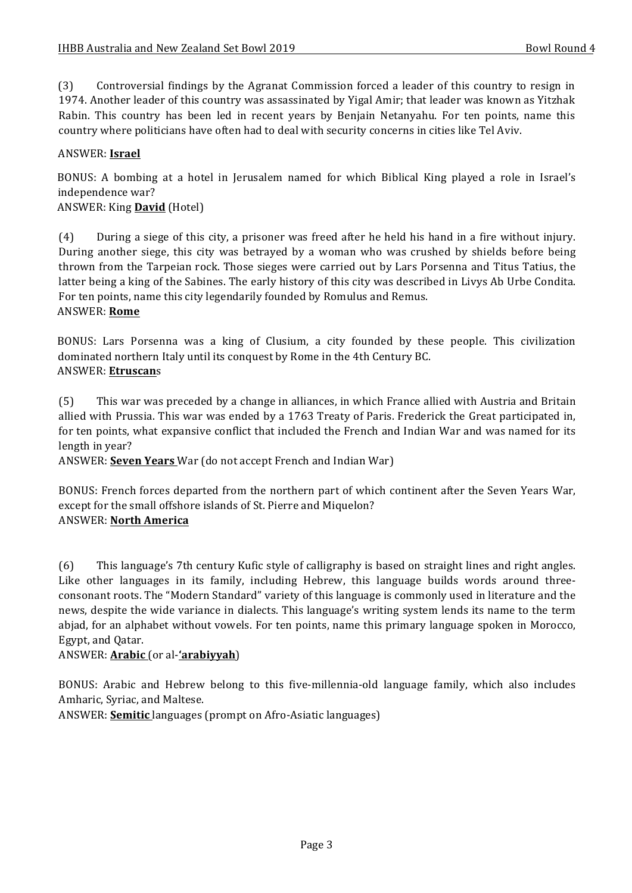(3) Controversial findings by the Agranat Commission forced a leader of this country to resign in 1974. Another leader of this country was assassinated by Yigal Amir; that leader was known as Yitzhak Rabin. This country has been led in recent years by Benjain Netanyahu. For ten points, name this country where politicians have often had to deal with security concerns in cities like Tel Aviv.

ANSWER: **Israel**

BONUS: A bombing at a hotel in Jerusalem named for which Biblical King played a role in Israel's independence war?
ANSWER: King **David** (Hotel)

(4) During a siege of this city, a prisoner was freed after he held his hand in a fire without injury. During another siege, this city was betrayed by a woman who was crushed by shields before being thrown from the Tarpeian rock. Those sieges were carried out by Lars Porsenna and Titus Tatius, the latter being a king of the Sabines. The early history of this city was described in Livys Ab Urbe Condita. For ten points, name this city legendarily founded by Romulus and Remus.
ANSWER: **Rome**

BONUS: Lars Porsenna was a king of Clusium, a city founded by these people. This civilization dominated northern Italy until its conquest by Rome in the 4th Century BC.
ANSWER: **Etruscan**s

(5) This war was preceded by a change in alliances, in which France allied with Austria and Britain allied with Prussia. This war was ended by a 1763 Treaty of Paris. Frederick the Great participated in, for ten points, what expansive conflict that included the French and Indian War and was named for its length in year?
ANSWER: **Seven Years** War (do not accept French and Indian War)

BONUS: French forces departed from the northern part of which continent after the Seven Years War, except for the small offshore islands of St. Pierre and Miquelon?
ANSWER: **North America**

(6) This language's 7th century Kufic style of calligraphy is based on straight lines and right angles. Like other languages in its family, including Hebrew, this language builds words around three-consonant roots. The "Modern Standard" variety of this language is commonly used in literature and the news, despite the wide variance in dialects. This language's writing system lends its name to the term abjad, for an alphabet without vowels. For ten points, name this primary language spoken in Morocco, Egypt, and Qatar.
ANSWER: **Arabic** (or al-**'arabiyyah**)

BONUS: Arabic and Hebrew belong to this five-millennia-old language family, which also includes Amharic, Syriac, and Maltese.
ANSWER: **Semitic** languages (prompt on Afro-Asiatic languages)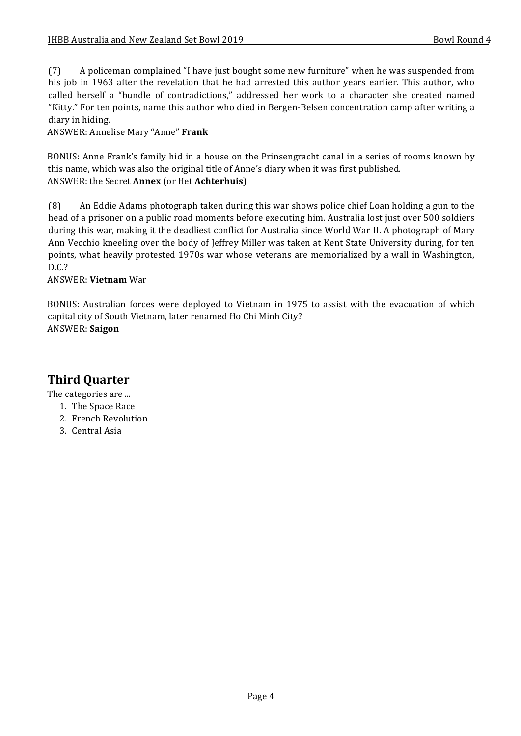(7) A policeman complained "I have just bought some new furniture" when he was suspended from his job in 1963 after the revelation that he had arrested this author years earlier. This author, who called herself a "bundle of contradictions," addressed her work to a character she created named "Kitty." For ten points, name this author who died in Bergen-Belsen concentration camp after writing a diary in hiding.
ANSWER: Annelise Mary "Anne" **Frank**

BONUS: Anne Frank's family hid in a house on the Prinsengracht canal in a series of rooms known by this name, which was also the original title of Anne's diary when it was first published.
ANSWER: the Secret **Annex** (or Het **Achterhuis**)

(8) An Eddie Adams photograph taken during this war shows police chief Loan holding a gun to the head of a prisoner on a public road moments before executing him. Australia lost just over 500 soldiers during this war, making it the deadliest conflict for Australia since World War II. A photograph of Mary Ann Vecchio kneeling over the body of Jeffrey Miller was taken at Kent State University during, for ten points, what heavily protested 1970s war whose veterans are memorialized by a wall in Washington, D.C.?
ANSWER: **Vietnam** War

BONUS: Australian forces were deployed to Vietnam in 1975 to assist with the evacuation of which capital city of South Vietnam, later renamed Ho Chi Minh City?
ANSWER: **Saigon**

## Third Quarter

The categories are ...

1. The Space Race
2. French Revolution
3. Central Asia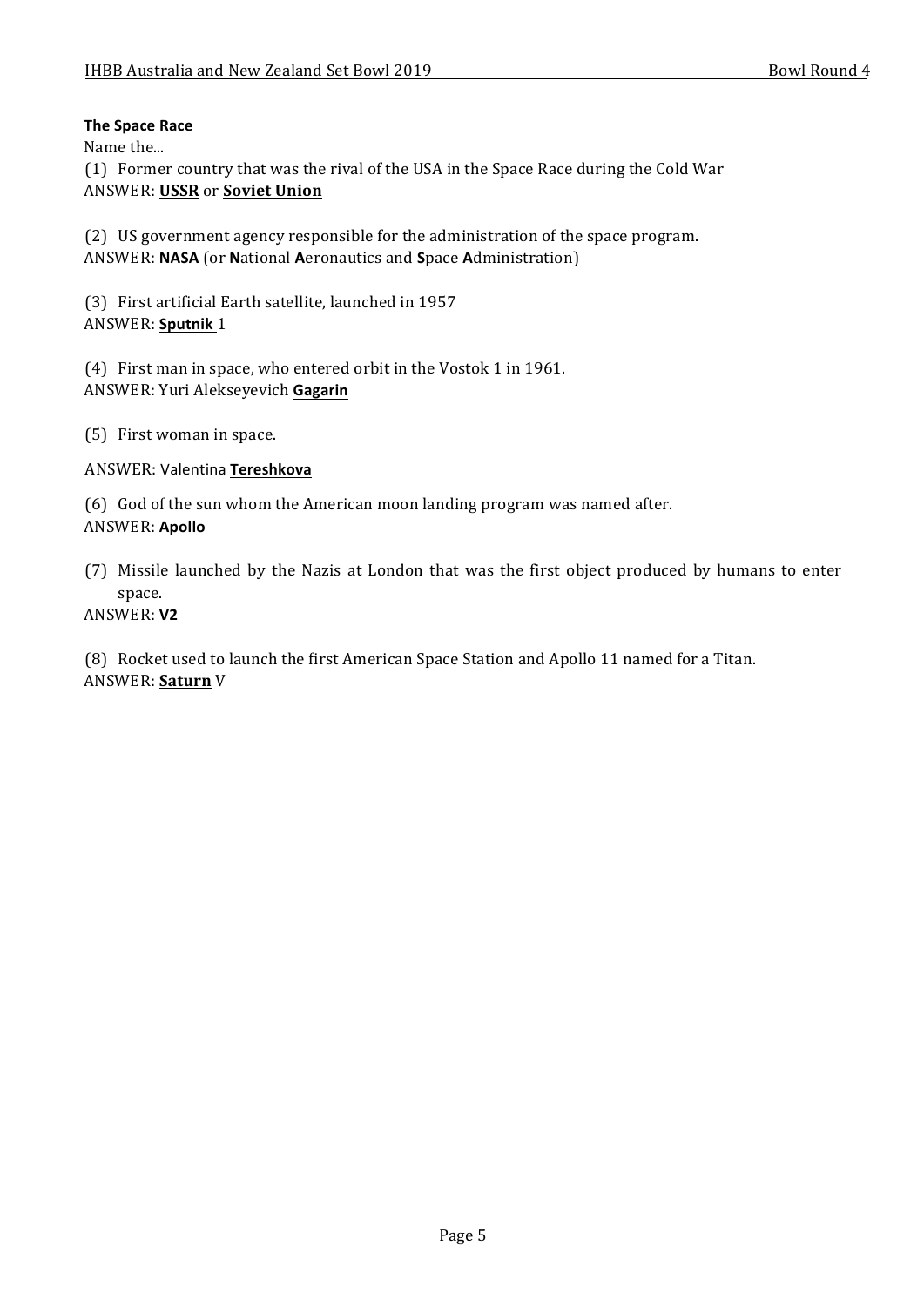**The Space Race**

Name the...

(1) Former country that was the rival of the USA in the Space Race during the Cold War
ANSWER: **USSR** or **Soviet Union**

(2) US government agency responsible for the administration of the space program.
ANSWER: **NASA** (or **N**ational **A**eronautics and **S**pace **A**dministration)

(3) First artificial Earth satellite, launched in 1957
ANSWER: **Sputnik** 1

(4) First man in space, who entered orbit in the Vostok 1 in 1961.
ANSWER: Yuri Alekseyevich **Gagarin**

(5) First woman in space.

ANSWER: Valentina **Tereshkova**

(6) God of the sun whom the American moon landing program was named after.
ANSWER: **Apollo**

(7) Missile launched by the Nazis at London that was the first object produced by humans to enter space.
ANSWER: **V2**

(8) Rocket used to launch the first American Space Station and Apollo 11 named for a Titan.
ANSWER: **Saturn** V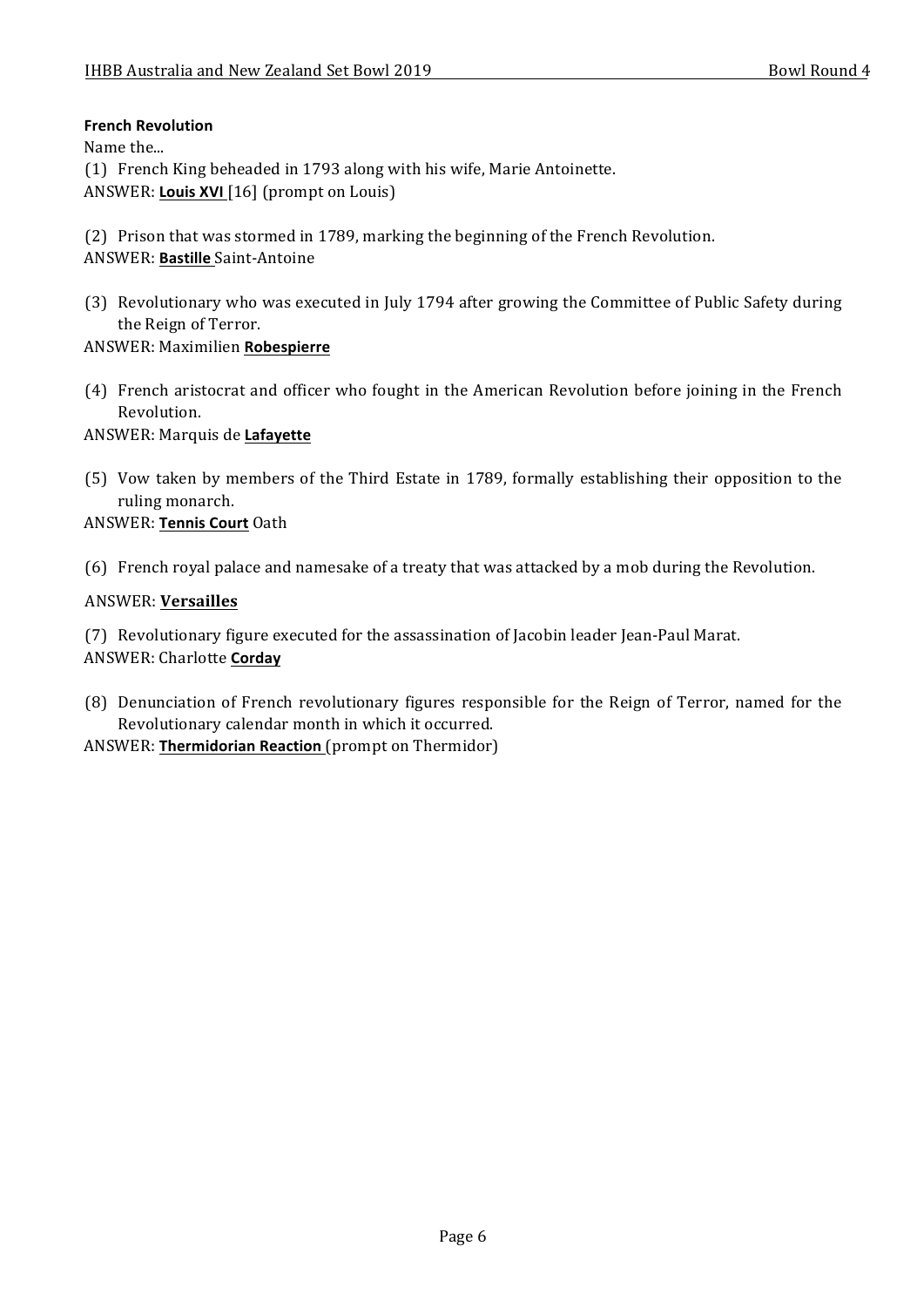**French Revolution**

Name the...

(1) French King beheaded in 1793 along with his wife, Marie Antoinette.

ANSWER: **Louis XVI** [16] (prompt on Louis)

(2) Prison that was stormed in 1789, marking the beginning of the French Revolution.

ANSWER: **Bastille** Saint-Antoine

(3) Revolutionary who was executed in July 1794 after growing the Committee of Public Safety during the Reign of Terror.

ANSWER: Maximilien **Robespierre**

(4) French aristocrat and officer who fought in the American Revolution before joining in the French Revolution.

ANSWER: Marquis de **Lafayette**

(5) Vow taken by members of the Third Estate in 1789, formally establishing their opposition to the ruling monarch.

ANSWER: **Tennis Court** Oath

(6) French royal palace and namesake of a treaty that was attacked by a mob during the Revolution.

ANSWER: **Versailles**

(7) Revolutionary figure executed for the assassination of Jacobin leader Jean-Paul Marat.

ANSWER: Charlotte **Corday**

(8) Denunciation of French revolutionary figures responsible for the Reign of Terror, named for the Revolutionary calendar month in which it occurred.

ANSWER: **Thermidorian Reaction** (prompt on Thermidor)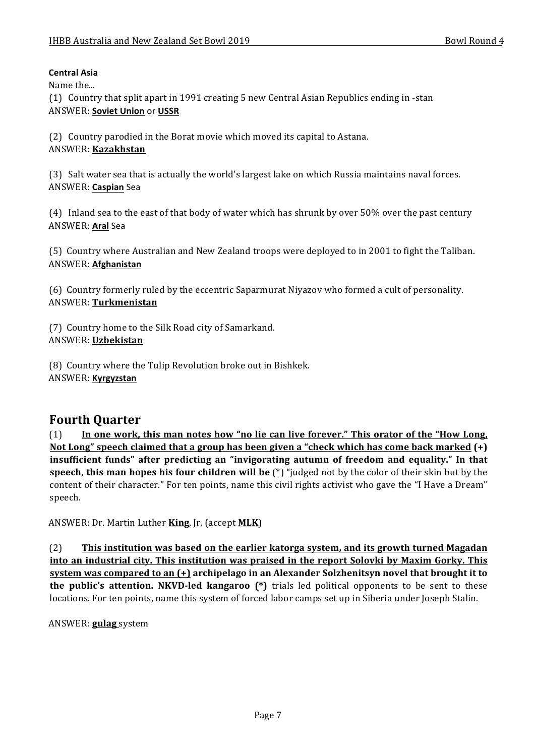**Central Asia**

Name the...

(1) Country that split apart in 1991 creating 5 new Central Asian Republics ending in -stan
ANSWER: **<u>Soviet Union</u>** or **<u>USSR</u>**

(2) Country parodied in the Borat movie which moved its capital to Astana.
ANSWER: **<u>Kazakhstan</u>**

(3) Salt water sea that is actually the world's largest lake on which Russia maintains naval forces.
ANSWER: **<u>Caspian</u>** Sea

(4) Inland sea to the east of that body of water which has shrunk by over 50% over the past century
ANSWER: **<u>Aral</u>** Sea

(5) Country where Australian and New Zealand troops were deployed to in 2001 to fight the Taliban.
ANSWER: **<u>Afghanistan</u>**

(6) Country formerly ruled by the eccentric Saparmurat Niyazov who formed a cult of personality.
ANSWER: **<u>Turkmenistan</u>**

(7) Country home to the Silk Road city of Samarkand.
ANSWER: **<u>Uzbekistan</u>**

(8) Country where the Tulip Revolution broke out in Bishkek.
ANSWER: **<u>Kyrgyzstan</u>**

## Fourth Quarter

(1) **<u>In one work, this man notes how "no lie can live forever." This orator of the "How Long, Not Long" speech claimed that a group has been given a "check which has come back marked</u> (+) insufficient funds" after predicting an "invigorating autumn of freedom and equality." In that speech, this man hopes his four children will be** (*) "judged not by the color of their skin but by the content of their character." For ten points, name this civil rights activist who gave the "I Have a Dream" speech.

ANSWER: Dr. Martin Luther **<u>King</u>**, Jr. (accept **<u>MLK</u>**)

(2) **<u>This institution was based on the earlier katorga system, and its growth turned Magadan into an industrial city. This institution was praised in the report Solovki by Maxim Gorky. This system was compared to an (+)</u> archipelago in an Alexander Solzhenitsyn novel that brought it to the public's attention. NKVD-led kangaroo (*)** trials led political opponents to be sent to these locations. For ten points, name this system of forced labor camps set up in Siberia under Joseph Stalin.

ANSWER: **<u>gulag</u>** system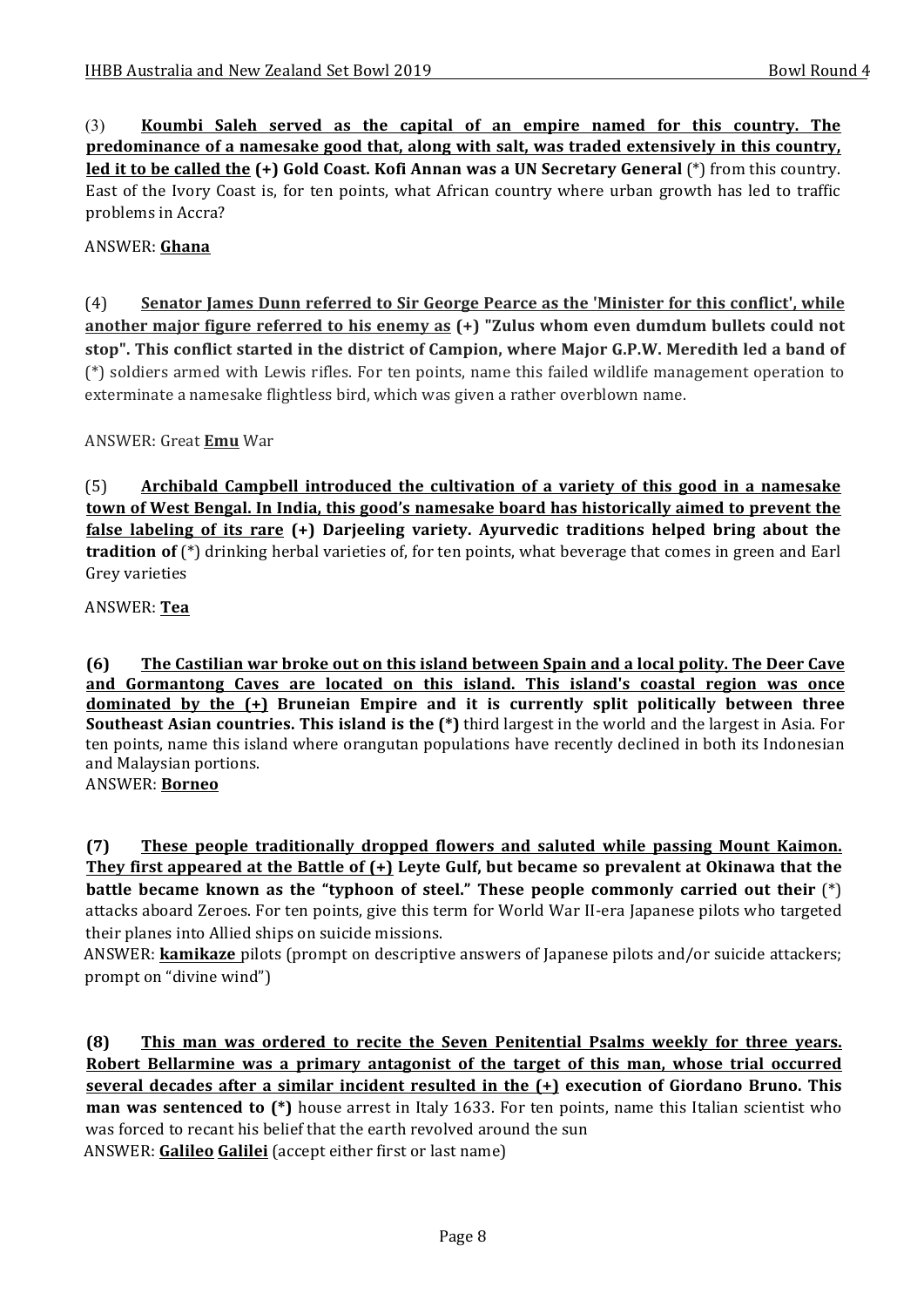(3) **<u>Koumbi Saleh served as the capital of an empire named for this country. The predominance of a namesake good that, along with salt, was traded extensively in this country, led it to be called the</u> (+) Gold Coast. Kofi Annan was a UN Secretary General** (*) from this country. East of the Ivory Coast is, for ten points, what African country where urban growth has led to traffic problems in Accra?

ANSWER: **<u>Ghana</u>**

(4) **<u>Senator James Dunn referred to Sir George Pearce as the 'Minister for this conflict', while another major figure referred to his enemy as</u> (+) "Zulus whom even dumdum bullets could not stop". This conflict started in the district of Campion, where Major G.P.W. Meredith led a band of** (*) soldiers armed with Lewis rifles. For ten points, name this failed wildlife management operation to exterminate a namesake flightless bird, which was given a rather overblown name.

ANSWER: Great **<u>Emu</u>** War

(5) **<u>Archibald Campbell introduced the cultivation of a variety of this good in a namesake town of West Bengal. In India, this good's namesake board has historically aimed to prevent the false labeling of its rare</u> (+) Darjeeling variety. Ayurvedic traditions helped bring about the tradition of** (*) drinking herbal varieties of, for ten points, what beverage that comes in green and Earl Grey varieties

ANSWER: **<u>Tea</u>**

**(6) <u>The Castilian war broke out on this island between Spain and a local polity. The Deer Cave and Gormantong Caves are located on this island. This island's coastal region was once dominated by the (+)</u> Bruneian Empire and it is currently split politically between three Southeast Asian countries. This island is the (*)** third largest in the world and the largest in Asia. For ten points, name this island where orangutan populations have recently declined in both its Indonesian and Malaysian portions.

ANSWER: **<u>Borneo</u>**

**(7) <u>These people traditionally dropped flowers and saluted while passing Mount Kaimon. They first appeared at the Battle of (+)</u> Leyte Gulf, but became so prevalent at Okinawa that the battle became known as the "typhoon of steel." These people commonly carried out their** (*) attacks aboard Zeroes. For ten points, give this term for World War II-era Japanese pilots who targeted their planes into Allied ships on suicide missions.

ANSWER: **<u>kamikaze</u>** pilots (prompt on descriptive answers of Japanese pilots and/or suicide attackers; prompt on "divine wind")

**(8) <u>This man was ordered to recite the Seven Penitential Psalms weekly for three years. Robert Bellarmine was a primary antagonist of the target of this man, whose trial occurred several decades after a similar incident resulted in the (+)</u> execution of Giordano Bruno. This man was sentenced to (*)** house arrest in Italy 1633. For ten points, name this Italian scientist who was forced to recant his belief that the earth revolved around the sun

ANSWER: **<u>Galileo</u> <u>Galilei</u>** (accept either first or last name)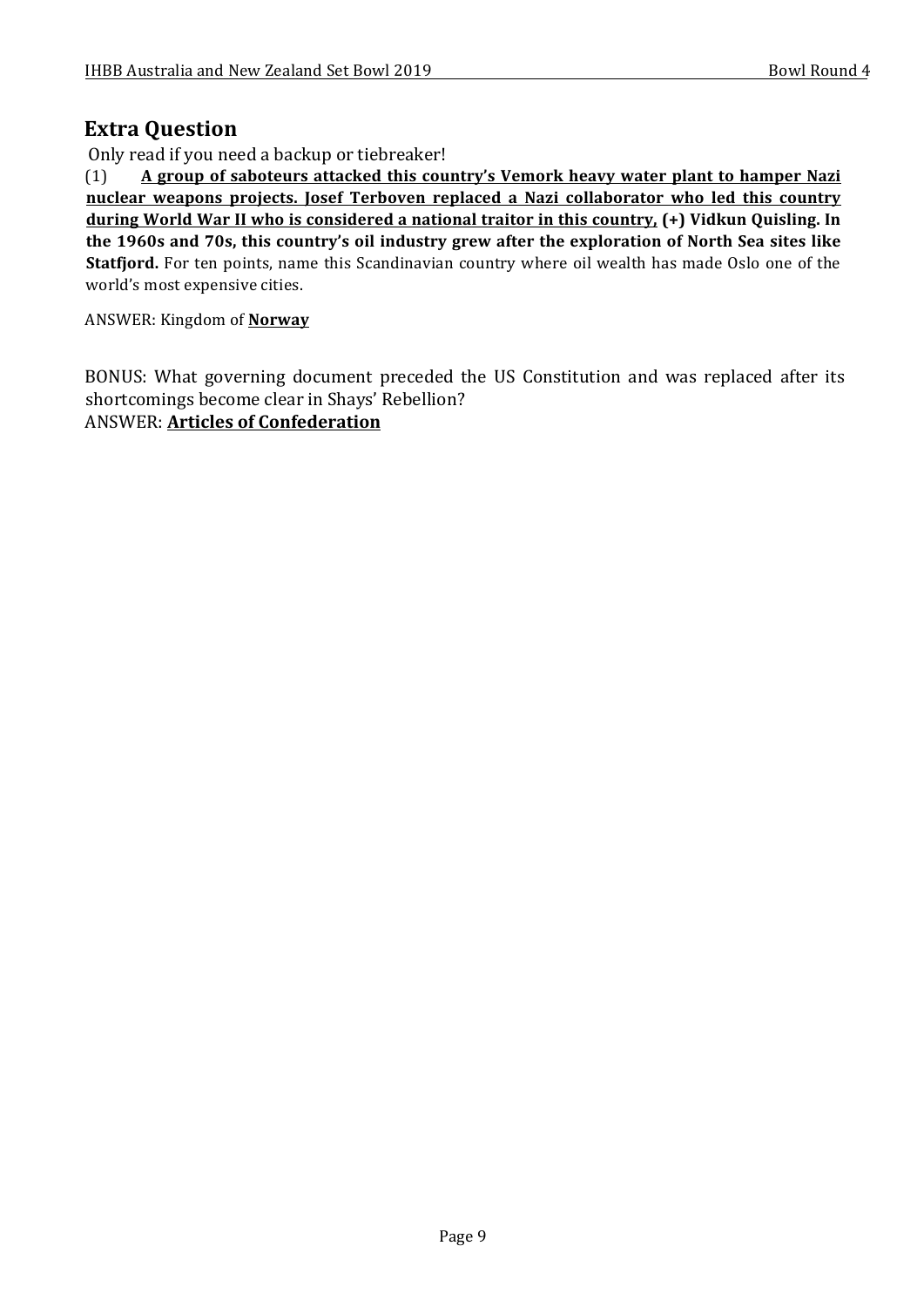## Extra Question

Only read if you need a backup or tiebreaker!

(1) **<u>A group of saboteurs attacked this country's Vemork heavy water plant to hamper Nazi nuclear weapons projects. Josef Terboven replaced a Nazi collaborator who led this country during World War II who is considered a national traitor in this country,</u> (+) Vidkun Quisling. In the 1960s and 70s, this country's oil industry grew after the exploration of North Sea sites like Statfjord.** For ten points, name this Scandinavian country where oil wealth has made Oslo one of the world's most expensive cities.

ANSWER: Kingdom of **<u>Norway</u>**

BONUS: What governing document preceded the US Constitution and was replaced after its shortcomings become clear in Shays' Rebellion?
ANSWER: **<u>Articles of Confederation</u>**